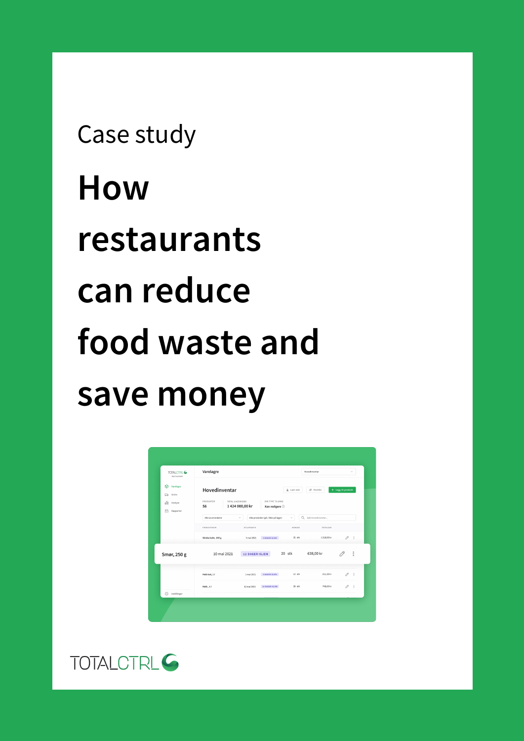Case study

# How restaurants can reduce food waste and save money

TOTALCTRL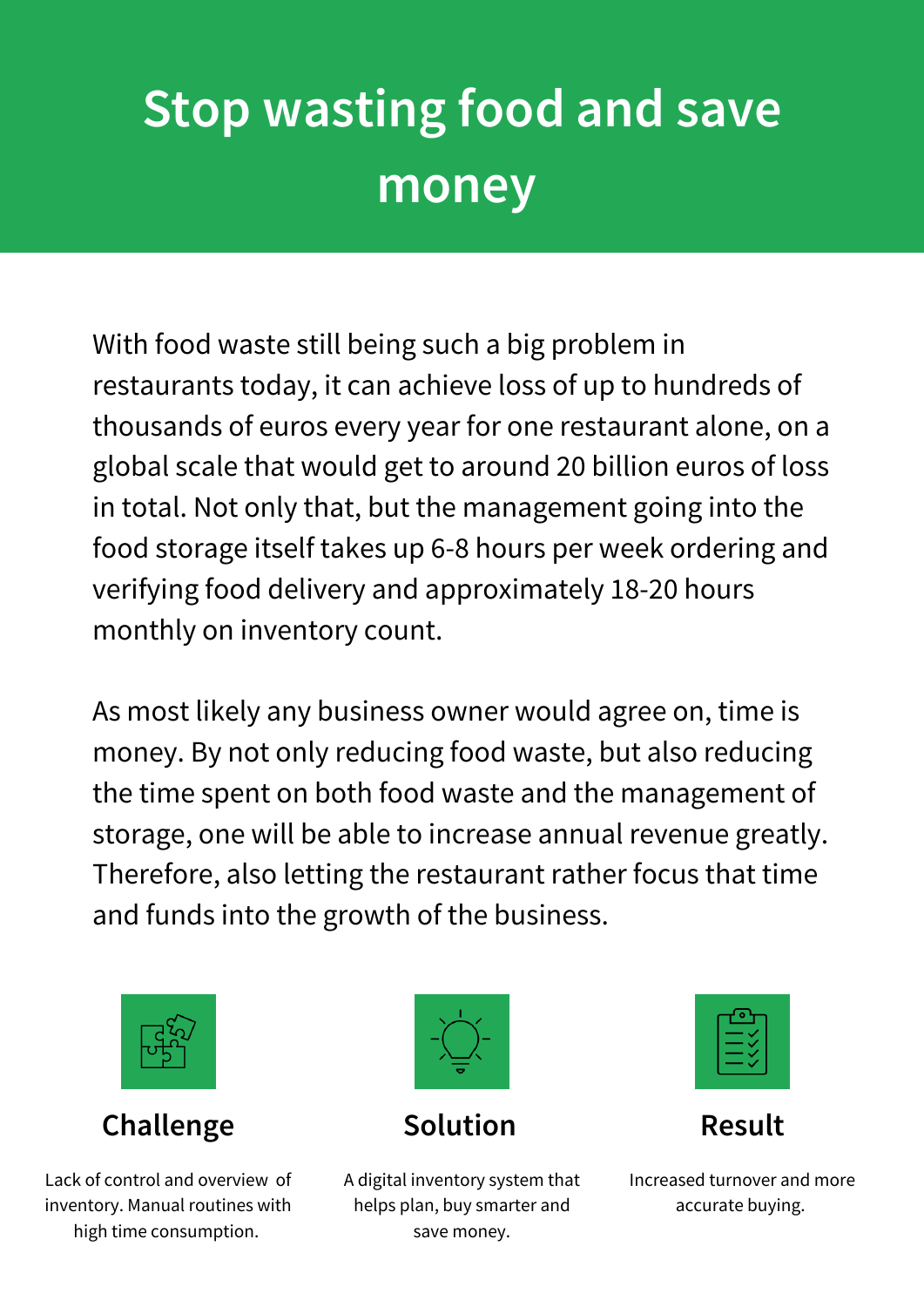# Stop wasting food and save money

With food waste still being such a big problem in restaurants today, it can achieve loss of up to hundreds of thousands of euros every year for one restaurant alone, on a global scale that would get to around 20 billion euros of loss in total. Not only that, but the management going into the food storage itself takes up 6-8 hours per week ordering and verifying food delivery and approximately 18-20 hours monthly on inventory count.

As most likely any business owner would agree on, time is money. By not only reducing food waste, but also reducing the time spent on both food waste and the management of storage, one will be able to increase annual revenue greatly. Therefore, also letting the restaurant rather focus that time and funds into the growth of the business.

### Challenge

Lack of control and overview of inventory. Manual routines with high time consumption.

### Solution

A digital inventory system that helps plan, buy smarter and save money.

### Result

Increased turnover and more accurate buying.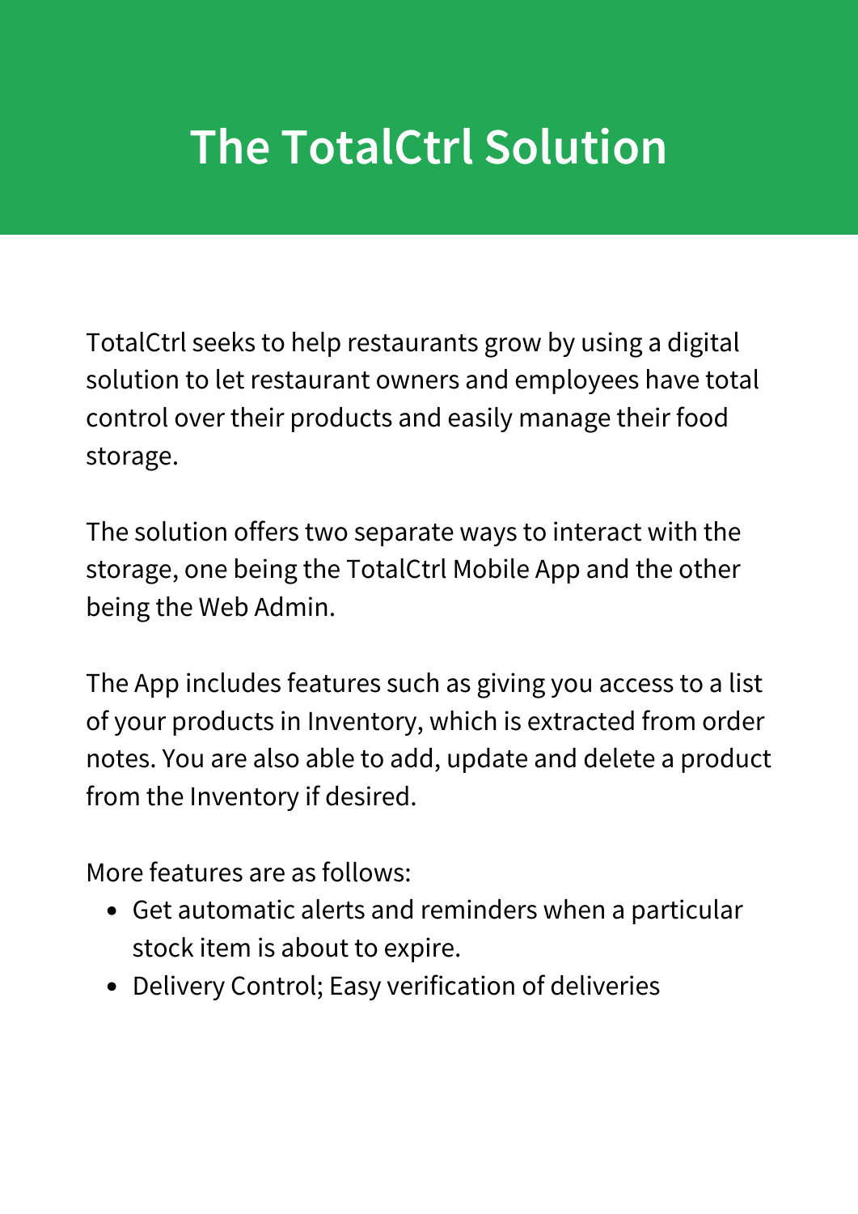# The TotalCtrl Solution

TotalCtrl seeks to help restaurants grow by using a digital solution to let restaurant owners and employees have total control over their products and easily manage their food storage.

The solution offers two separate ways to interact with the storage, one being the TotalCtrl Mobile App and the other being the Web Admin.

The App includes features such as giving you access to a list of your products in Inventory, which is extracted from order notes. You are also able to add, update and delete a product from the Inventory if desired.

More features are as follows:

- Get automatic alerts and reminders when a particular stock item is about to expire.
- Delivery Control; Easy verification of deliveries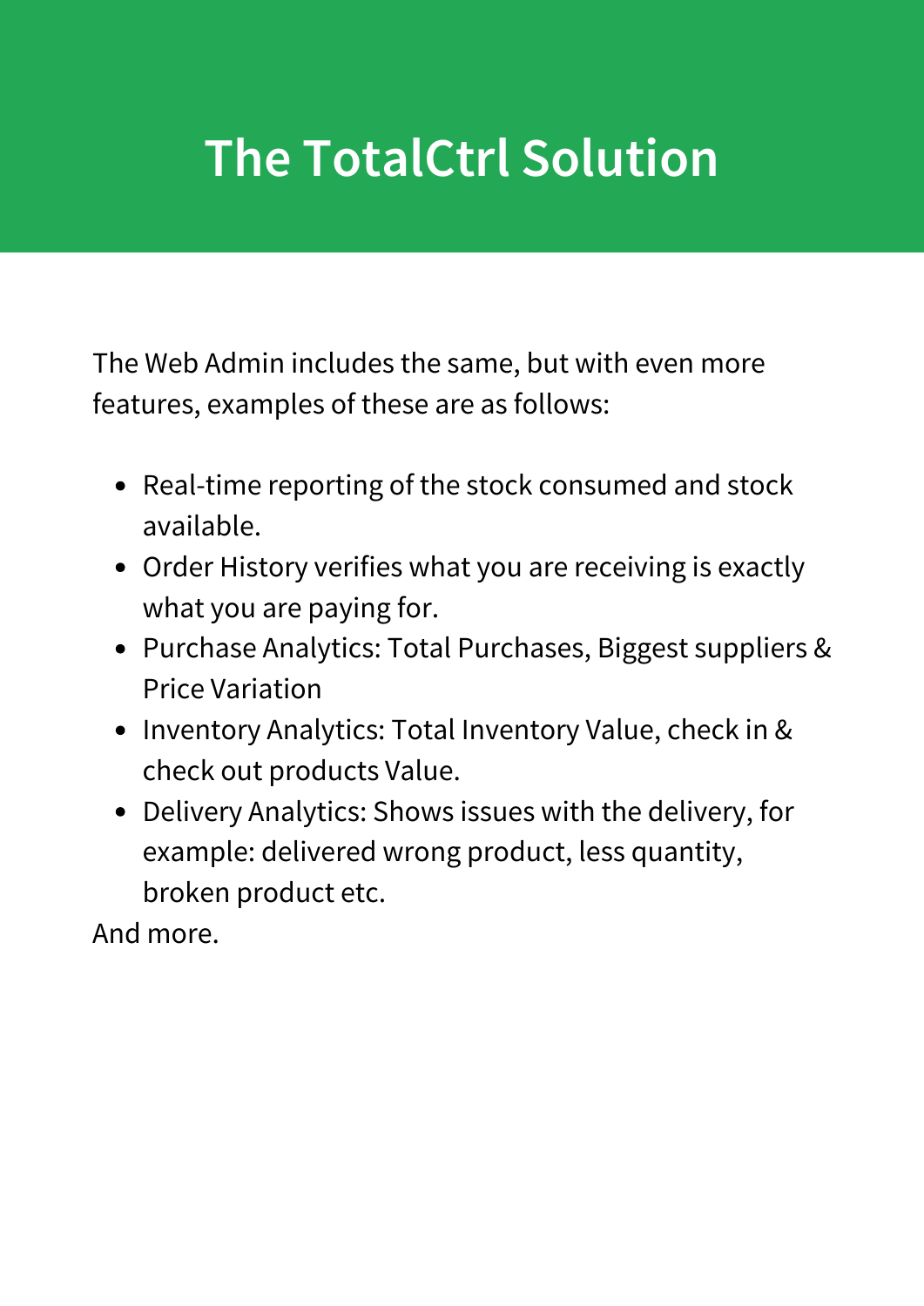# The TotalCtrl Solution

The Web Admin includes the same, but with even more features, examples of these are as follows:

- Real-time reporting of the stock consumed and stock available.
- Order History verifies what you are receiving is exactly what you are paying for.
- Purchase Analytics: Total Purchases, Biggest suppliers & Price Variation
- Inventory Analytics: Total Inventory Value, check in & check out products Value.
- Delivery Analytics: Shows issues with the delivery, for example: delivered wrong product, less quantity, broken product etc.

And more.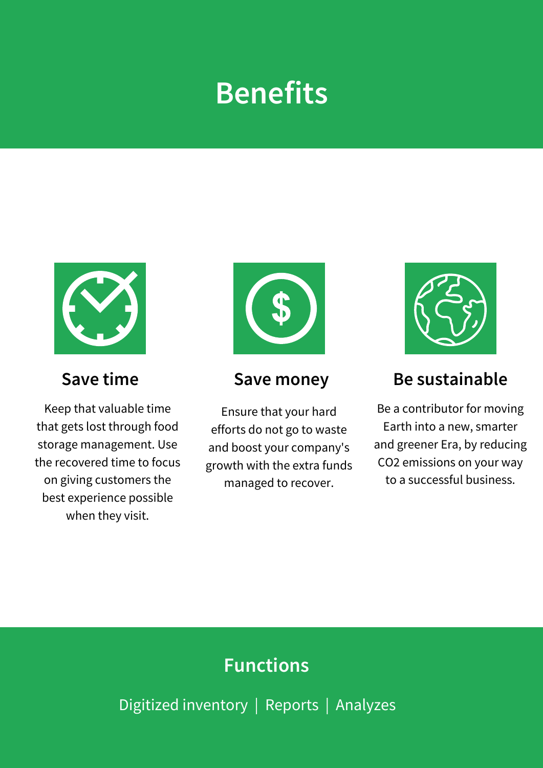# Benefits

### Save time

Keep that valuable time that gets lost through food storage management. Use the recovered time to focus on giving customers the best experience possible when they visit.

### Save money

Ensure that your hard efforts do not go to waste and boost your company's growth with the extra funds managed to recover.

### Be sustainable

Be a contributor for moving Earth into a new, smarter and greener Era, by reducing CO2 emissions on your way to a successful business.

## Functions

Digitized inventory | Reports | Analyzes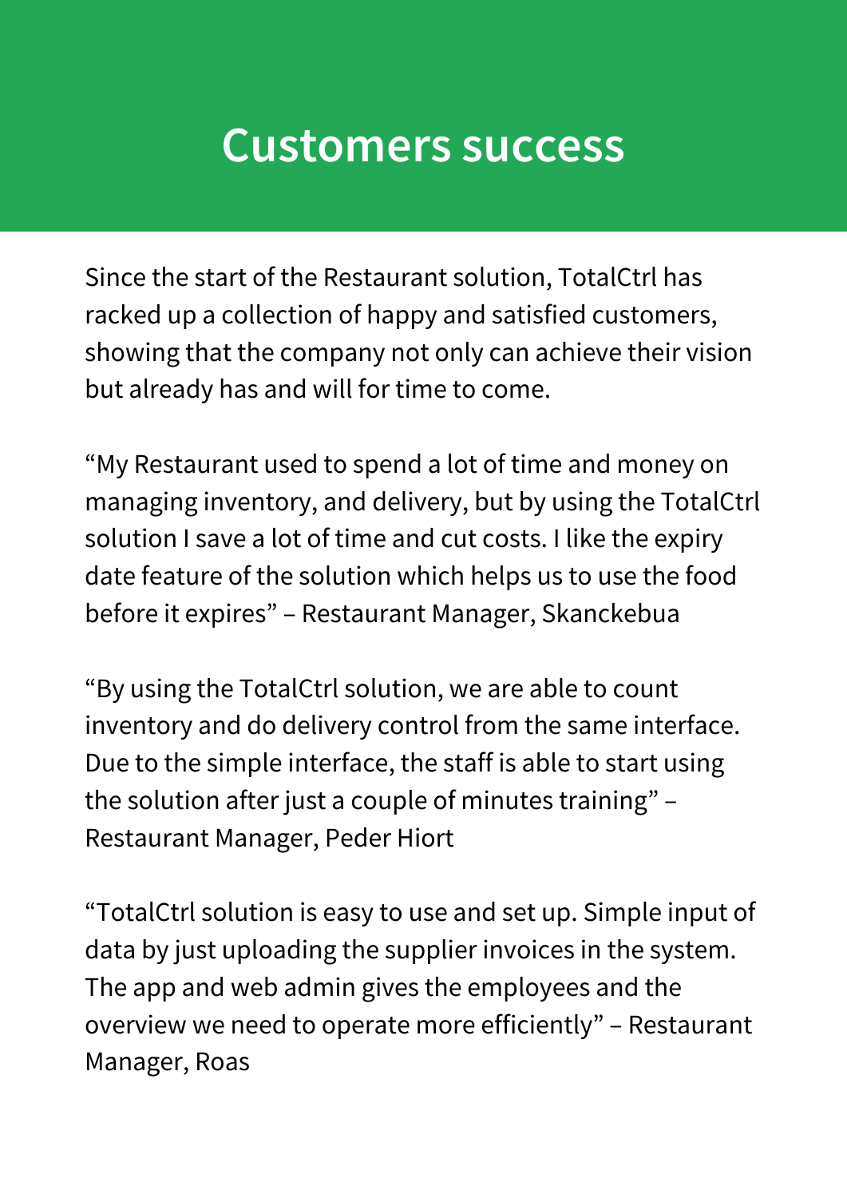# Customers success

Since the start of the Restaurant solution, TotalCtrl has racked up a collection of happy and satisfied customers, showing that the company not only can achieve their vision but already has and will for time to come.

“My Restaurant used to spend a lot of time and money on managing inventory, and delivery, but by using the TotalCtrl solution I save a lot of time and cut costs. I like the expiry date feature of the solution which helps us to use the food before it expires” – Restaurant Manager, Skanckebua

“By using the TotalCtrl solution, we are able to count inventory and do delivery control from the same interface. Due to the simple interface, the staff is able to start using the solution after just a couple of minutes training” – Restaurant Manager, Peder Hiort

“TotalCtrl solution is easy to use and set up. Simple input of data by just uploading the supplier invoices in the system. The app and web admin gives the employees and the overview we need to operate more efficiently” – Restaurant Manager, Roas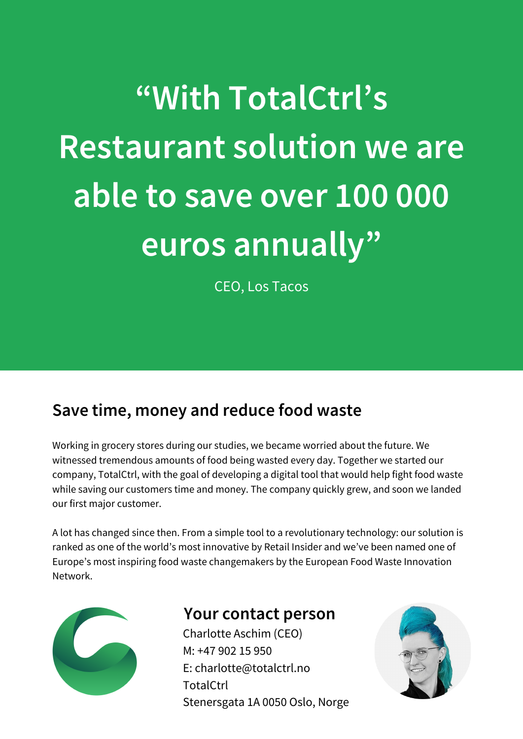# “With TotalCtrl’s Restaurant solution we are able to save over 100 000 euros annually”

CEO, Los Tacos

## Save time, money and reduce food waste

Working in grocery stores during our studies, we became worried about the future. We witnessed tremendous amounts of food being wasted every day. Together we started our company, TotalCtrl, with the goal of developing a digital tool that would help fight food waste while saving our customers time and money. The company quickly grew, and soon we landed our first major customer.

A lot has changed since then. From a simple tool to a revolutionary technology: our solution is ranked as one of the world’s most innovative by Retail Insider and we’ve been named one of Europe’s most inspiring food waste changemakers by the European Food Waste Innovation Network.

## Your contact person

Charlotte Aschim (CEO)
M: +47 902 15 950
E: charlotte@totalctrl.no
TotalCtrl
Stenersgata 1A 0050 Oslo, Norge